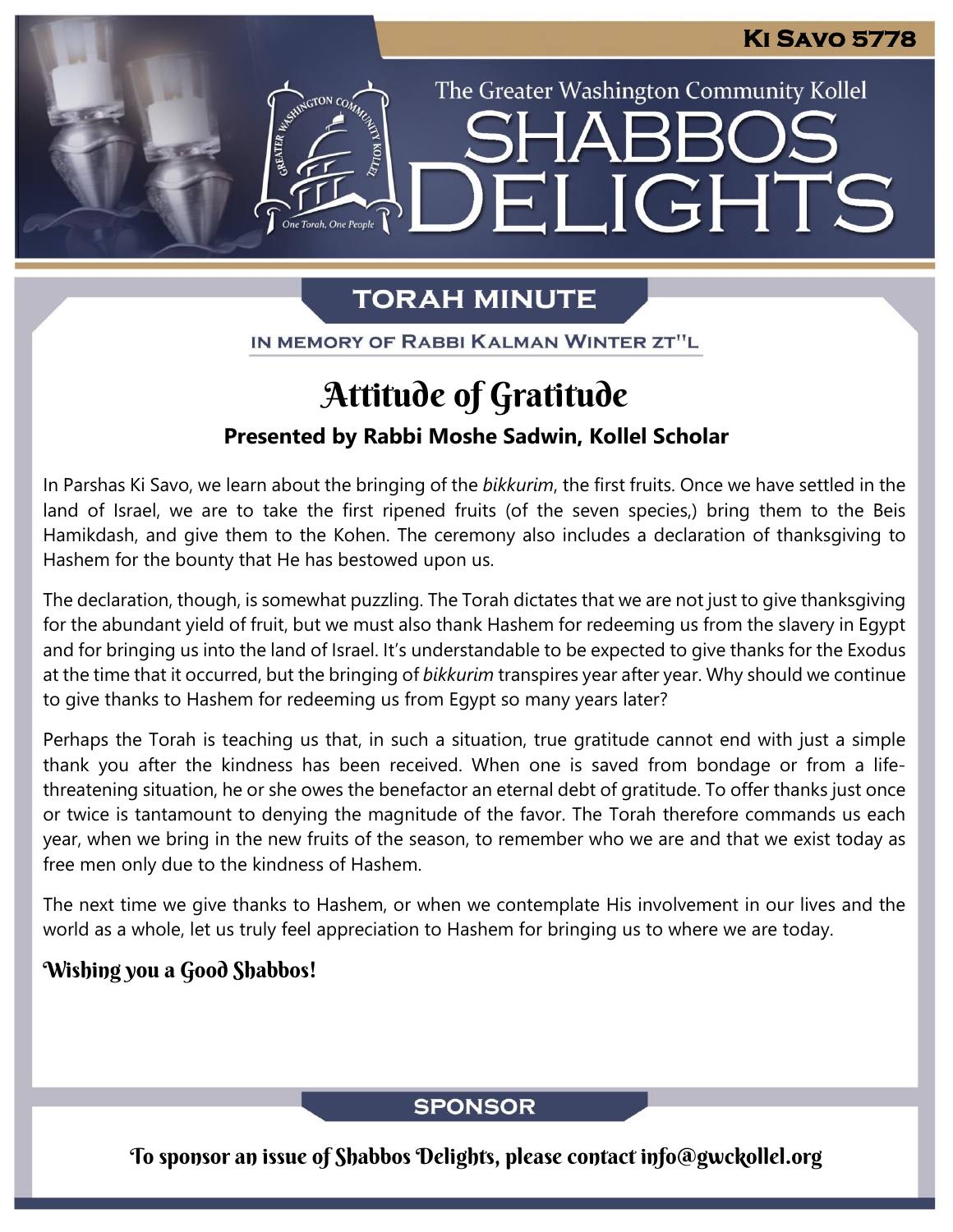**Ki Savo 5778**

The Greater Washington Community Kollel

# Shabbos Delights

## TORAH MINUTE

IN MEMORY OF RABBI KALMAN WINTER ZT"L

# Attitude of Gratitude

**Presented by Rabbi Moshe Sadwin, Kollel Scholar**

In Parshas Ki Savo, we learn about the bringing of the *bikkurim*, the first fruits. Once we have settled in the land of Israel, we are to take the first ripened fruits (of the seven species,) bring them to the Beis Hamikdash, and give them to the Kohen. The ceremony also includes a declaration of thanksgiving to Hashem for the bounty that He has bestowed upon us.

The declaration, though, is somewhat puzzling. The Torah dictates that we are not just to give thanksgiving for the abundant yield of fruit, but we must also thank Hashem for redeeming us from the slavery in Egypt and for bringing us into the land of Israel. It's understandable to be expected to give thanks for the Exodus at the time that it occurred, but the bringing of *bikkurim* transpires year after year. Why should we continue to give thanks to Hashem for redeeming us from Egypt so many years later?

Perhaps the Torah is teaching us that, in such a situation, true gratitude cannot end with just a simple thank you after the kindness has been received. When one is saved from bondage or from a life-threatening situation, he or she owes the benefactor an eternal debt of gratitude. To offer thanks just once or twice is tantamount to denying the magnitude of the favor. The Torah therefore commands us each year, when we bring in the new fruits of the season, to remember who we are and that we exist today as free men only due to the kindness of Hashem.

The next time we give thanks to Hashem, or when we contemplate His involvement in our lives and the world as a whole, let us truly feel appreciation to Hashem for bringing us to where we are today.

**Wishing you a Good Shabbos!**

## SPONSOR

To sponsor an issue of Shabbos Delights, please contact info@gwckollel.org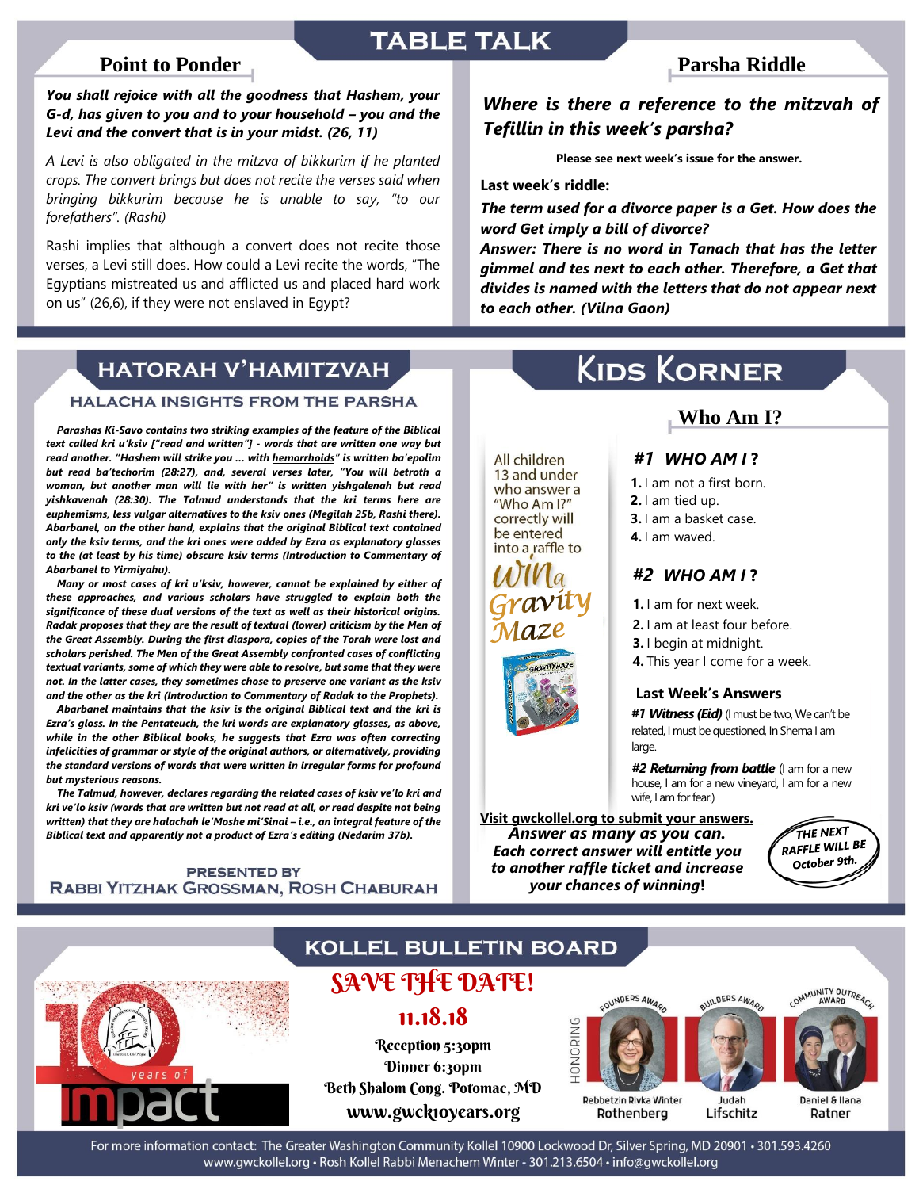# TABLE TALK

## Point to Ponder

***You shall rejoice with all the goodness that Hashem, your G-d, has given to you and to your household – you and the Levi and the convert that is in your midst. (26, 11)***

*A Levi is also obligated in the mitzva of bikkurim if he planted crops. The convert brings but does not recite the verses said when bringing bikkurim because he is unable to say, "to our forefathers". (Rashi)*

Rashi implies that although a convert does not recite those verses, a Levi still does. How could a Levi recite the words, "The Egyptians mistreated us and afflicted us and placed hard work on us" (26,6), if they were not enslaved in Egypt?

## Parsha Riddle

***Where is there a reference to the mitzvah of Tefillin in this week's parsha?***

**Please see next week's issue for the answer.**

**Last week's riddle:**

***The term used for a divorce paper is a Get. How does the word Get imply a bill of divorce?***

***Answer: There is no word in Tanach that has the letter gimmel and tes next to each other. Therefore, a Get that divides is named with the letters that do not appear next to each other. (Vilna Gaon)***

# HATORAH V'HAMITZVAH

## HALACHA INSIGHTS FROM THE PARSHA

***Parshas Ki-Savo contains two striking examples of the feature of the Biblical text called kri u'ksiv ["read and written"] - words that are written one way but read another. "Hashem will strike you ... with hemorrhoids" is written ba'epolim but read ba'techorim (28:27), and, several verses later, "You will betroth a woman, but another man will lie with her" is written yishgalenah but read yishkavenah (28:30). The Talmud understands that the kri terms here are euphemisms, less vulgar alternatives to the ksiv ones (Megilah 25b, Rashi there). Abarbanel, on the other hand, explains that the original Biblical text contained only the ksiv terms, and the kri ones were added by Ezra as explanatory glosses to the (at least by his time) obscure ksiv terms (Introduction to Commentary of Abarbanel to Yirmiyahu).***

***Many or most cases of kri u'ksiv, however, cannot be explained by either of these approaches, and various scholars have struggled to explain both the significance of these dual versions of the text as well as their historical origins. Radak proposes that they are the result of textual (lower) criticism by the Men of the Great Assembly. During the first diaspora, copies of the Torah were lost and scholars perished. The Men of the Great Assembly confronted cases of conflicting textual variants, some of which they were able to resolve, but some that they were not. In the latter cases, they sometimes chose to preserve one variant as the ksiv and the other as the kri (Introduction to Commentary of Radak to the Prophets).***

***Abarbanel maintains that the ksiv is the original Biblical text and the kri is Ezra's gloss. In the Pentateuch, the kri words are explanatory glosses, as above, while in the other Biblical books, he suggests that Ezra was often correcting infelicities of grammar or style of the original authors, or alternatively, providing the standard versions of words that were written in irregular forms for profound but mysterious reasons.***

***The Talmud, however, declares regarding the related cases of ksiv ve'lo kri and kri ve'lo ksiv (words that are written but not read at all, or read despite not being written) that they are halachah le'Moshe mi'Sinai – i.e., an integral feature of the Biblical text and apparently not a product of Ezra's editing (Nedarim 37b).***

PRESENTED BY
RABBI YITZHAK GROSSMAN, ROSH CHABURAH

# KIDS KORNER

All children 13 and under who answer a "Who Am I?" correctly will be entered into a raffle to

**Win a Gravity Maze**

## Who Am I?

### #1 WHO AM I ?

1. I am not a first born.
2. I am tied up.
3. I am a basket case.
4. I am waved.

### #2 WHO AM I ?

1. I am for next week.
2. I am at least four before.
3. I begin at midnight.
4. This year I come for a week.

### Last Week's Answers

***#1 Witness (Eid)*** (I must be two, We can't be related, I must be questioned, In Shema I am large.

***#2 Returning from battle*** (I am for a new house, I am for a new vineyard, I am for a new wife, I am for fear.)

**Visit gwckollel.org to submit your answers.**
***Answer as many as you can.***
***Each correct answer will entitle you to another raffle ticket and increase your chances of winning!***

**THE NEXT RAFFLE WILL BE October 9th.**

# KOLLEL BULLETIN BOARD

10 years of impact

**SAVE THE DATE!**

**11.18.18**

Reception 5:30pm
Dinner 6:30pm
Beth Shalom Cong. Potomac, MD
www.gwck10years.org

HONORING

FOUNDERS AWARD — Rebbetzin Rivka Winter
BUILDERS AWARD — Judah Rothenberg
COMMUNITY OUTREACH AWARD — Lifschitz
Daniel & Ilana Ratner

For more information contact: The Greater Washington Community Kollel 10900 Lockwood Dr, Silver Spring, MD 20901 • 301.593.4260
www.gwckollel.org • Rosh Kollel Rabbi Menachem Winter - 301.213.6504 • info@gwckollel.org